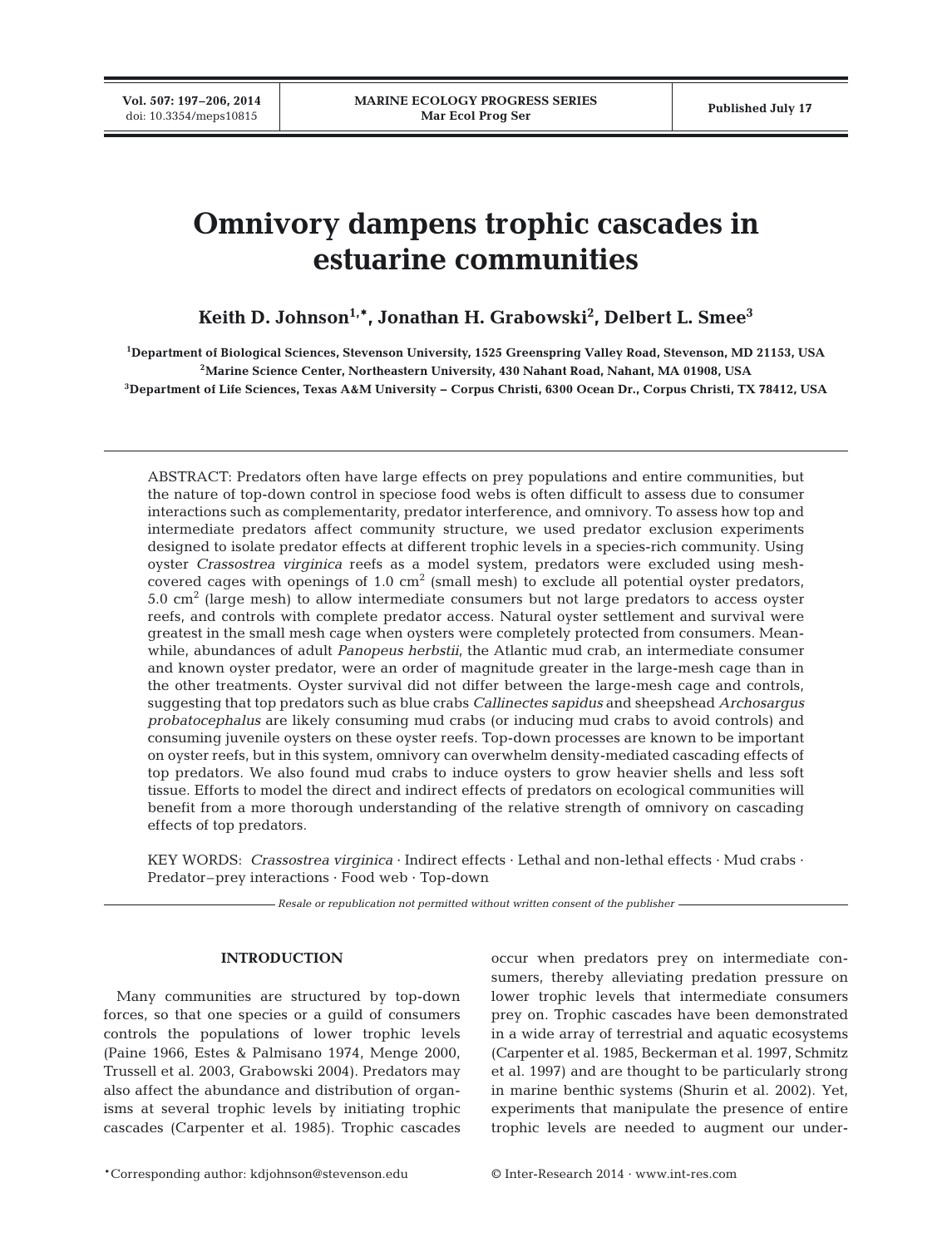# Omnivory dampens trophic cascades in estuarine communities

**Keith D. Johnson[1,*], Jonathan H. Grabowski[2], Delbert L. Smee[3]**

[1]Department of Biological Sciences, Stevenson University, 1525 Greenspring Valley Road, Stevenson, MD 21153, USA
[2]Marine Science Center, Northeastern University, 430 Nahant Road, Nahant, MA 01908, USA
[3]Department of Life Sciences, Texas A&M University – Corpus Christi, 6300 Ocean Dr., Corpus Christi, TX 78412, USA

ABSTRACT: Predators often have large effects on prey populations and entire communities, but the nature of top-down control in speciose food webs is often difficult to assess due to consumer interactions such as complementarity, predator interference, and omnivory. To assess how top and intermediate predators affect community structure, we used predator exclusion experiments designed to isolate predator effects at different trophic levels in a species-rich community. Using oyster *Crassostrea virginica* reefs as a model system, predators were excluded using mesh-covered cages with openings of 1.0 $cm^2$ (small mesh) to exclude all potential oyster predators, 5.0 $cm^2$ (large mesh) to allow intermediate consumers but not large predators to access oyster reefs, and controls with complete predator access. Natural oyster settlement and survival were greatest in the small mesh cage when oysters were completely protected from consumers. Meanwhile, abundances of adult *Panopeus herbstii*, the Atlantic mud crab, an intermediate consumer and known oyster predator, were an order of magnitude greater in the large-mesh cage than in the other treatments. Oyster survival did not differ between the large-mesh cage and controls, suggesting that top predators such as blue crabs *Callinectes sapidus* and sheepshead *Archosargus probatocephalus* are likely consuming mud crabs (or inducing mud crabs to avoid controls) and consuming juvenile oysters on these oyster reefs. Top-down processes are known to be important on oyster reefs, but in this system, omnivory can overwhelm density-mediated cascading effects of top predators. We also found mud crabs to induce oysters to grow heavier shells and less soft tissue. Efforts to model the direct and indirect effects of predators on ecological communities will benefit from a more thorough understanding of the relative strength of omnivory on cascading effects of top predators.

KEY WORDS: *Crassostrea virginica* · Indirect effects · Lethal and non-lethal effects · Mud crabs · Predator–prey interactions · Food web · Top-down

*Resale or republication not permitted without written consent of the publisher*

## INTRODUCTION

Many communities are structured by top-down forces, so that one species or a guild of consumers controls the populations of lower trophic levels (Paine 1966, Estes & Palmisano 1974, Menge 2000, Trussell et al. 2003, Grabowski 2004). Predators may also affect the abundance and distribution of organisms at several trophic levels by initiating trophic cascades (Carpenter et al. 1985). Trophic cascades occur when predators prey on intermediate consumers, thereby alleviating predation pressure on lower trophic levels that intermediate consumers prey on. Trophic cascades have been demonstrated in a wide array of terrestrial and aquatic ecosystems (Carpenter et al. 1985, Beckerman et al. 1997, Schmitz et al. 1997) and are thought to be particularly strong in marine benthic systems (Shurin et al. 2002). Yet, experiments that manipulate the presence of entire trophic levels are needed to augment our under-

*Corresponding author: kdjohnson@stevenson.edu

© Inter-Research 2014 · www.int-res.com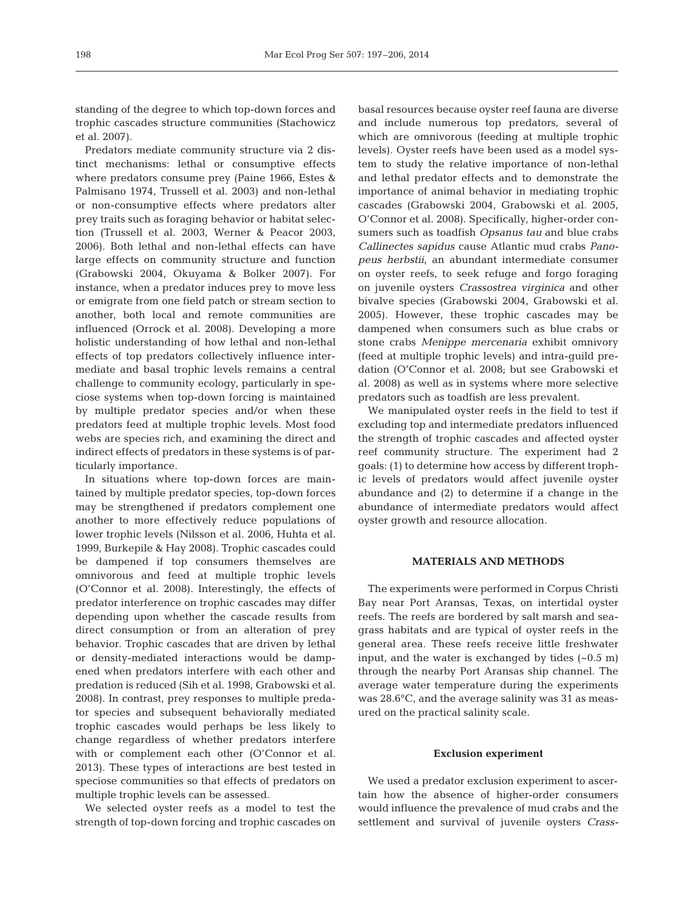standing of the degree to which top-down forces and trophic cascades structure communities (Stachowicz et al. 2007).

Predators mediate community structure via 2 distinct mechanisms: lethal or consumptive effects where predators consume prey (Paine 1966, Estes & Palmisano 1974, Trussell et al. 2003) and non-lethal or non-consumptive effects where predators alter prey traits such as foraging behavior or habitat selection (Trussell et al. 2003, Werner & Peacor 2003, 2006). Both lethal and non-lethal effects can have large effects on community structure and function (Grabowski 2004, Okuyama & Bolker 2007). For instance, when a predator induces prey to move less or emigrate from one field patch or stream section to another, both local and remote communities are influenced (Orrock et al. 2008). Developing a more holistic understanding of how lethal and non-lethal effects of top predators collectively influence intermediate and basal trophic levels remains a central challenge to community ecology, particularly in speciose systems when top-down forcing is maintained by multiple predator species and/or when these predators feed at multiple trophic levels. Most food webs are species rich, and examining the direct and indirect effects of predators in these systems is of particularly importance.

In situations where top-down forces are maintained by multiple predator species, top-down forces may be strengthened if predators complement one another to more effectively reduce populations of lower trophic levels (Nilsson et al. 2006, Huhta et al. 1999, Burkepile & Hay 2008). Trophic cascades could be dampened if top consumers themselves are omnivorous and feed at multiple trophic levels (O'Connor et al. 2008). Interestingly, the effects of predator interference on trophic cascades may differ depending upon whether the cascade results from direct consumption or from an alteration of prey behavior. Trophic cascades that are driven by lethal or density-mediated interactions would be dampened when predators interfere with each other and predation is reduced (Sih et al. 1998, Grabowski et al. 2008). In contrast, prey responses to multiple predator species and subsequent behaviorally mediated trophic cascades would perhaps be less likely to change regardless of whether predators interfere with or complement each other (O'Connor et al. 2013). These types of interactions are best tested in speciose communities so that effects of predators on multiple trophic levels can be assessed.

We selected oyster reefs as a model to test the strength of top-down forcing and trophic cascades on basal resources because oyster reef fauna are diverse and include numerous top predators, several of which are omnivorous (feeding at multiple trophic levels). Oyster reefs have been used as a model system to study the relative importance of non-lethal and lethal predator effects and to demonstrate the importance of animal behavior in mediating trophic cascades (Grabowski 2004, Grabowski et al. 2005, O'Connor et al. 2008). Specifically, higher-order consumers such as toadfish *Opsanus tau* and blue crabs *Callinectes sapidus* cause Atlantic mud crabs *Panopeus herbstii*, an abundant intermediate consumer on oyster reefs, to seek refuge and forgo foraging on juvenile oysters *Crassostrea virginica* and other bivalve species (Grabowski 2004, Grabowski et al. 2005). However, these trophic cascades may be dampened when consumers such as blue crabs or stone crabs *Menippe mercenaria* exhibit omnivory (feed at multiple trophic levels) and intra-guild predation (O'Connor et al. 2008; but see Grabowski et al. 2008) as well as in systems where more selective predators such as toadfish are less prevalent.

We manipulated oyster reefs in the field to test if excluding top and intermediate predators influenced the strength of trophic cascades and affected oyster reef community structure. The experiment had 2 goals: (1) to determine how access by different trophic levels of predators would affect juvenile oyster abundance and (2) to determine if a change in the abundance of intermediate predators would affect oyster growth and resource allocation.

## MATERIALS AND METHODS

The experiments were performed in Corpus Christi Bay near Port Aransas, Texas, on intertidal oyster reefs. The reefs are bordered by salt marsh and seagrass habitats and are typical of oyster reefs in the general area. These reefs receive little freshwater input, and the water is exchanged by tides (~0.5 m) through the nearby Port Aransas ship channel. The average water temperature during the experiments was 28.6°C, and the average salinity was 31 as measured on the practical salinity scale.

### Exclusion experiment

We used a predator exclusion experiment to ascertain how the absence of higher-order consumers would influence the prevalence of mud crabs and the settlement and survival of juvenile oysters *Crass-*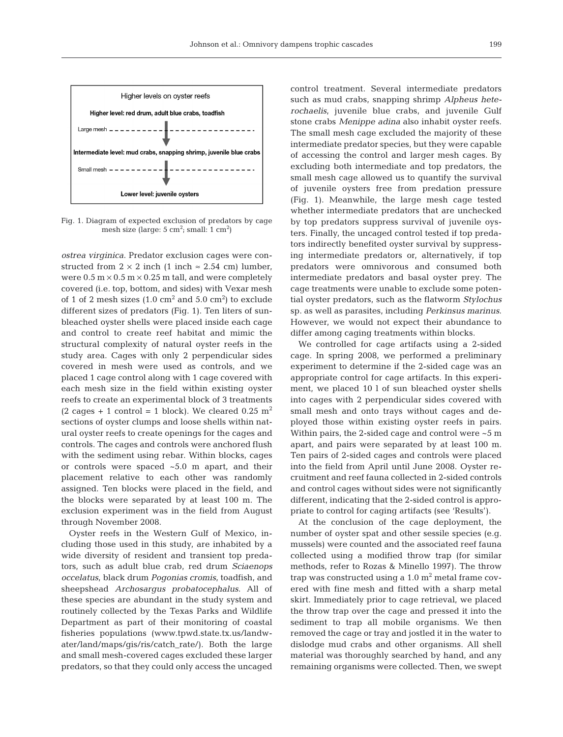Higher levels on oyster reefs

**Higher level: red drum, adult blue crabs, toadfish**

Large mesh

**Intermediate level: mud crabs, snapping shrimp, juvenile blue crabs**

Small mesh

**Lower level: juvenile oysters**

Fig. 1. Diagram of expected exclusion of predators by cage mesh size (large: 5 $cm^2$; small: 1 $cm^2$)

*ostrea virginica*. Predator exclusion cages were constructed from $2 \times 2$ inch (1 inch $\approx$ 2.54 cm) lumber, were $0.5 \text{ m} \times 0.5 \text{ m} \times 0.25$ m tall, and were completely covered (i.e. top, bottom, and sides) with Vexar mesh of 1 of 2 mesh sizes (1.0 $cm^2$ and 5.0 $cm^2$) to exclude different sizes of predators (Fig. 1). Ten liters of sun-bleached oyster shells were placed inside each cage and control to create reef habitat and mimic the structural complexity of natural oyster reefs in the study area. Cages with only 2 perpendicular sides covered in mesh were used as controls, and we placed 1 cage control along with 1 cage covered with each mesh size in the field within existing oyster reefs to create an experimental block of 3 treatments (2 cages + 1 control = 1 block). We cleared 0.25 $m^2$ sections of oyster clumps and loose shells within natural oyster reefs to create openings for the cages and controls. The cages and controls were anchored flush with the sediment using rebar. Within blocks, cages or controls were spaced ~5.0 m apart, and their placement relative to each other was randomly assigned. Ten blocks were placed in the field, and the blocks were separated by at least 100 m. The exclusion experiment was in the field from August through November 2008.

Oyster reefs in the Western Gulf of Mexico, including those used in this study, are inhabited by a wide diversity of resident and transient top predators, such as adult blue crab, red drum *Sciaenops occelatus*, black drum *Pogonias cromis*, toadfish, and sheepshead *Archosargus probatocephalus*. All of these species are abundant in the study system and routinely collected by the Texas Parks and Wildlife Department as part of their monitoring of coastal fisheries populations (www.tpwd.state.tx.us/landwater/land/maps/gis/ris/catch_rate/). Both the large and small mesh-covered cages excluded these larger predators, so that they could only access the uncaged control treatment. Several intermediate predators such as mud crabs, snapping shrimp *Alpheus heterochaelis*, juvenile blue crabs, and juvenile Gulf stone crabs *Menippe adina* also inhabit oyster reefs. The small mesh cage excluded the majority of these intermediate predator species, but they were capable of accessing the control and larger mesh cages. By excluding both intermediate and top predators, the small mesh cage allowed us to quantify the survival of juvenile oysters free from predation pressure (Fig. 1). Meanwhile, the large mesh cage tested whether intermediate predators that are unchecked by top predators suppress survival of juvenile oysters. Finally, the uncaged control tested if top predators indirectly benefited oyster survival by suppressing intermediate predators or, alternatively, if top predators were omnivorous and consumed both intermediate predators and basal oyster prey. The cage treatments were unable to exclude some potential oyster predators, such as the flatworm *Stylochus* sp. as well as parasites, including *Perkinsus marinus*. However, we would not expect their abundance to differ among caging treatments within blocks.

We controlled for cage artifacts using a 2-sided cage. In spring 2008, we performed a preliminary experiment to determine if the 2-sided cage was an appropriate control for cage artifacts. In this experiment, we placed 10 l of sun bleached oyster shells into cages with 2 perpendicular sides covered with small mesh and onto trays without cages and deployed those within existing oyster reefs in pairs. Within pairs, the 2-sided cage and control were ~5 m apart, and pairs were separated by at least 100 m. Ten pairs of 2-sided cages and controls were placed into the field from April until June 2008. Oyster recruitment and reef fauna collected in 2-sided controls and control cages without sides were not significantly different, indicating that the 2-sided control is appropriate to control for caging artifacts (see 'Results').

At the conclusion of the cage deployment, the number of oyster spat and other sessile species (e.g. mussels) were counted and the associated reef fauna collected using a modified throw trap (for similar methods, refer to Rozas & Minello 1997). The throw trap was constructed using a 1.0 $m^2$ metal frame covered with fine mesh and fitted with a sharp metal skirt. Immediately prior to cage retrieval, we placed the throw trap over the cage and pressed it into the sediment to trap all mobile organisms. We then removed the cage or tray and jostled it in the water to dislodge mud crabs and other organisms. All shell material was thoroughly searched by hand, and any remaining organisms were collected. Then, we swept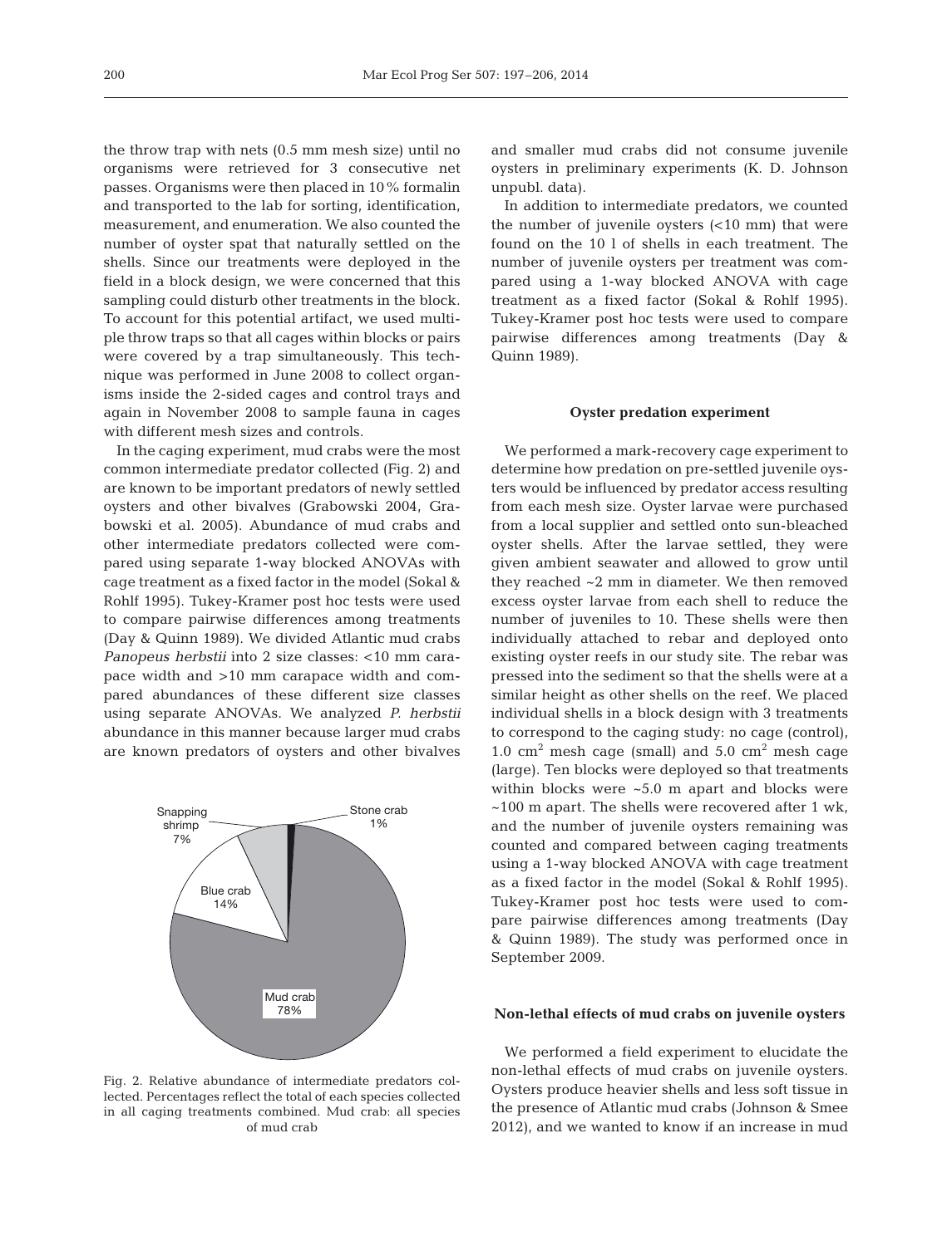the throw trap with nets (0.5 mm mesh size) until no organisms were retrieved for 3 consecutive net passes. Organisms were then placed in 10% formalin and transported to the lab for sorting, identification, measurement, and enumeration. We also counted the number of oyster spat that naturally settled on the shells. Since our treatments were deployed in the field in a block design, we were concerned that this sampling could disturb other treatments in the block. To account for this potential artifact, we used multiple throw traps so that all cages within blocks or pairs were covered by a trap simultaneously. This technique was performed in June 2008 to collect organisms inside the 2-sided cages and control trays and again in November 2008 to sample fauna in cages with different mesh sizes and controls.

In the caging experiment, mud crabs were the most common intermediate predator collected (Fig. 2) and are known to be important predators of newly settled oysters and other bivalves (Grabowski 2004, Grabowski et al. 2005). Abundance of mud crabs and other intermediate predators collected were compared using separate 1-way blocked ANOVAs with cage treatment as a fixed factor in the model (Sokal & Rohlf 1995). Tukey-Kramer post hoc tests were used to compare pairwise differences among treatments (Day & Quinn 1989). We divided Atlantic mud crabs *Panopeus herbstii* into 2 size classes: <10 mm carapace width and >10 mm carapace width and compared abundances of these different size classes using separate ANOVAs. We analyzed *P. herbstii* abundance in this manner because larger mud crabs are known predators of oysters and other bivalves and smaller mud crabs did not consume juvenile oysters in preliminary experiments (K. D. Johnson unpubl. data).

Fig. 2. Relative abundance of intermediate predators collected. Percentages reflect the total of each species collected in all caging treatments combined. Mud crab: all species of mud crab

In addition to intermediate predators, we counted the number of juvenile oysters (<10 mm) that were found on the 10 l of shells in each treatment. The number of juvenile oysters per treatment was compared using a 1-way blocked ANOVA with cage treatment as a fixed factor (Sokal & Rohlf 1995). Tukey-Kramer post hoc tests were used to compare pairwise differences among treatments (Day & Quinn 1989).

## Oyster predation experiment

We performed a mark-recovery cage experiment to determine how predation on pre-settled juvenile oysters would be influenced by predator access resulting from each mesh size. Oyster larvae were purchased from a local supplier and settled onto sun-bleached oyster shells. After the larvae settled, they were given ambient seawater and allowed to grow until they reached ~2 mm in diameter. We then removed excess oyster larvae from each shell to reduce the number of juveniles to 10. These shells were then individually attached to rebar and deployed onto existing oyster reefs in our study site. The rebar was pressed into the sediment so that the shells were at a similar height as other shells on the reef. We placed individual shells in a block design with 3 treatments to correspond to the caging study: no cage (control), 1.0 $cm^2$ mesh cage (small) and 5.0 $cm^2$ mesh cage (large). Ten blocks were deployed so that treatments within blocks were ~5.0 m apart and blocks were ~100 m apart. The shells were recovered after 1 wk, and the number of juvenile oysters remaining was counted and compared between caging treatments using a 1-way blocked ANOVA with cage treatment as a fixed factor in the model (Sokal & Rohlf 1995). Tukey-Kramer post hoc tests were used to compare pairwise differences among treatments (Day & Quinn 1989). The study was performed once in September 2009.

## Non-lethal effects of mud crabs on juvenile oysters

We performed a field experiment to elucidate the non-lethal effects of mud crabs on juvenile oysters. Oysters produce heavier shells and less soft tissue in the presence of Atlantic mud crabs (Johnson & Smee 2012), and we wanted to know if an increase in mud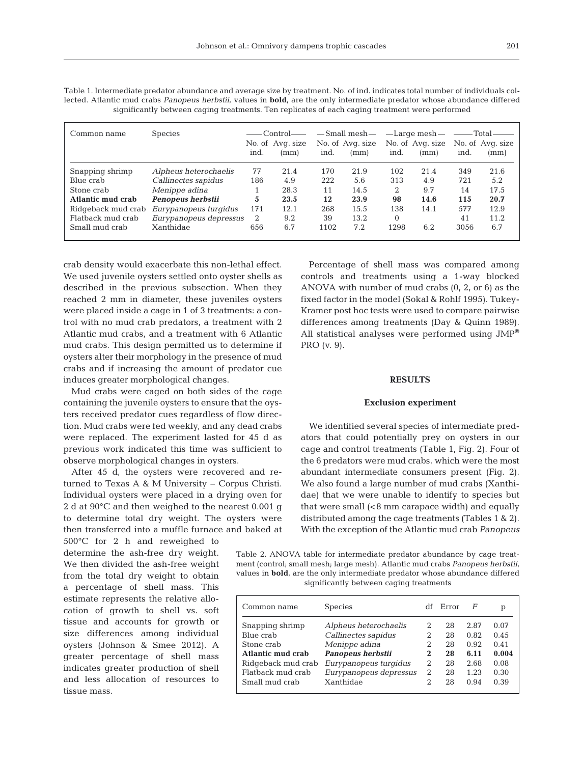Table 1. Intermediate predator abundance and average size by treatment. No. of ind. indicates total number of individuals collected. Atlantic mud crabs *Panopeus herbstii*, values in **bold**, are the only intermediate predator whose abundance differed significantly between caging treatments. Ten replicates of each caging treatment were performed

| Common name | Species | Control | | Small mesh | | Large mesh | | Total | |
|---|---|---|---|---|---|---|---|---|---|
| | | No. of ind. | Avg. size (mm) | No. of ind. | Avg. size (mm) | No. of ind. | Avg. size (mm) | No. of ind. | Avg. size (mm) |
| Snapping shrimp | *Alpheus heterochaelis* | 77 | 21.4 | 170 | 21.9 | 102 | 21.4 | 349 | 21.6 |
| Blue crab | *Callinectes sapidus* | 186 | 4.9 | 222 | 5.6 | 313 | 4.9 | 721 | 5.2 |
| Stone crab | *Menippe adina* | 1 | 28.3 | 11 | 14.5 | 2 | 9.7 | 14 | 17.5 |
| **Atlantic mud crab** | ***Penopeus herbstii*** | **5** | **23.5** | **12** | **23.9** | **98** | **14.6** | **115** | **20.7** |
| Ridgeback mud crab | *Eurypanopeus turgidus* | 171 | 12.1 | 268 | 15.5 | 138 | 14.1 | 577 | 12.9 |
| Flatback mud crab | *Eurypanopeus depressus* | 2 | 9.2 | 39 | 13.2 | 0 | | 41 | 11.2 |
| Small mud crab | Xanthidae | 656 | 6.7 | 1102 | 7.2 | 1298 | 6.2 | 3056 | 6.7 |

crab density would exacerbate this non-lethal effect. We used juvenile oysters settled onto oyster shells as described in the previous subsection. When they reached 2 mm in diameter, these juveniles oysters were placed inside a cage in 1 of 3 treatments: a control with no mud crab predators, a treatment with 2 Atlantic mud crabs, and a treatment with 6 Atlantic mud crabs. This design permitted us to determine if oysters alter their morphology in the presence of mud crabs and if increasing the amount of predator cue induces greater morphological changes.

Mud crabs were caged on both sides of the cage containing the juvenile oysters to ensure that the oysters received predator cues regardless of flow direction. Mud crabs were fed weekly, and any dead crabs were replaced. The experiment lasted for 45 d as previous work indicated this time was sufficient to observe morphological changes in oysters.

After 45 d, the oysters were recovered and returned to Texas A & M University – Corpus Christi. Individual oysters were placed in a drying oven for 2 d at 90°C and then weighed to the nearest 0.001 g to determine total dry weight. The oysters were then transferred into a muffle furnace and baked at 500°C for 2 h and reweighed to determine the ash-free dry weight. We then divided the ash-free weight from the total dry weight to obtain a percentage of shell mass. This estimate represents the relative allocation of growth to shell vs. soft tissue and accounts for growth or size differences among individual oysters (Johnson & Smee 2012). A greater percentage of shell mass indicates greater production of shell and less allocation of resources to tissue mass.

Percentage of shell mass was compared among controls and treatments using a 1-way blocked ANOVA with number of mud crabs (0, 2, or 6) as the fixed factor in the model (Sokal & Rohlf 1995). Tukey-Kramer post hoc tests were used to compare pairwise differences among treatments (Day & Quinn 1989). All statistical analyses were performed using JMP® PRO (v. 9).

## RESULTS

### Exclusion experiment

We identified several species of intermediate predators that could potentially prey on oysters in our cage and control treatments (Table 1, Fig. 2). Four of the 6 predators were mud crabs, which were the most abundant intermediate consumers present (Fig. 2). We also found a large number of mud crabs (Xanthidae) that we were unable to identify to species but that were small (<8 mm carapace width) and equally distributed among the cage treatments (Tables 1 & 2). With the exception of the Atlantic mud crab *Panopeus*

Table 2. ANOVA table for intermediate predator abundance by cage treatment (control; small mesh; large mesh). Atlantic mud crabs *Panopeus herbstii*, values in **bold**, are the only intermediate predator whose abundance differed significantly between caging treatments

| Common name | Species | df | Error | *F* | p |
|---|---|---|---|---|---|
| Snapping shrimp | *Alpheus heterochaelis* | 2 | 28 | 2.87 | 0.07 |
| Blue crab | *Callinectes sapidus* | 2 | 28 | 0.82 | 0.45 |
| Stone crab | *Menippe adina* | 2 | 28 | 0.92 | 0.41 |
| **Atlantic mud crab** | ***Panopeus herbstii*** | **2** | **28** | **6.11** | **0.004** |
| Ridgeback mud crab | *Eurypanopeus turgidus* | 2 | 28 | 2.68 | 0.08 |
| Flatback mud crab | *Eurypanopeus depressus* | 2 | 28 | 1.23 | 0.30 |
| Small mud crab | Xanthidae | 2 | 28 | 0.94 | 0.39 |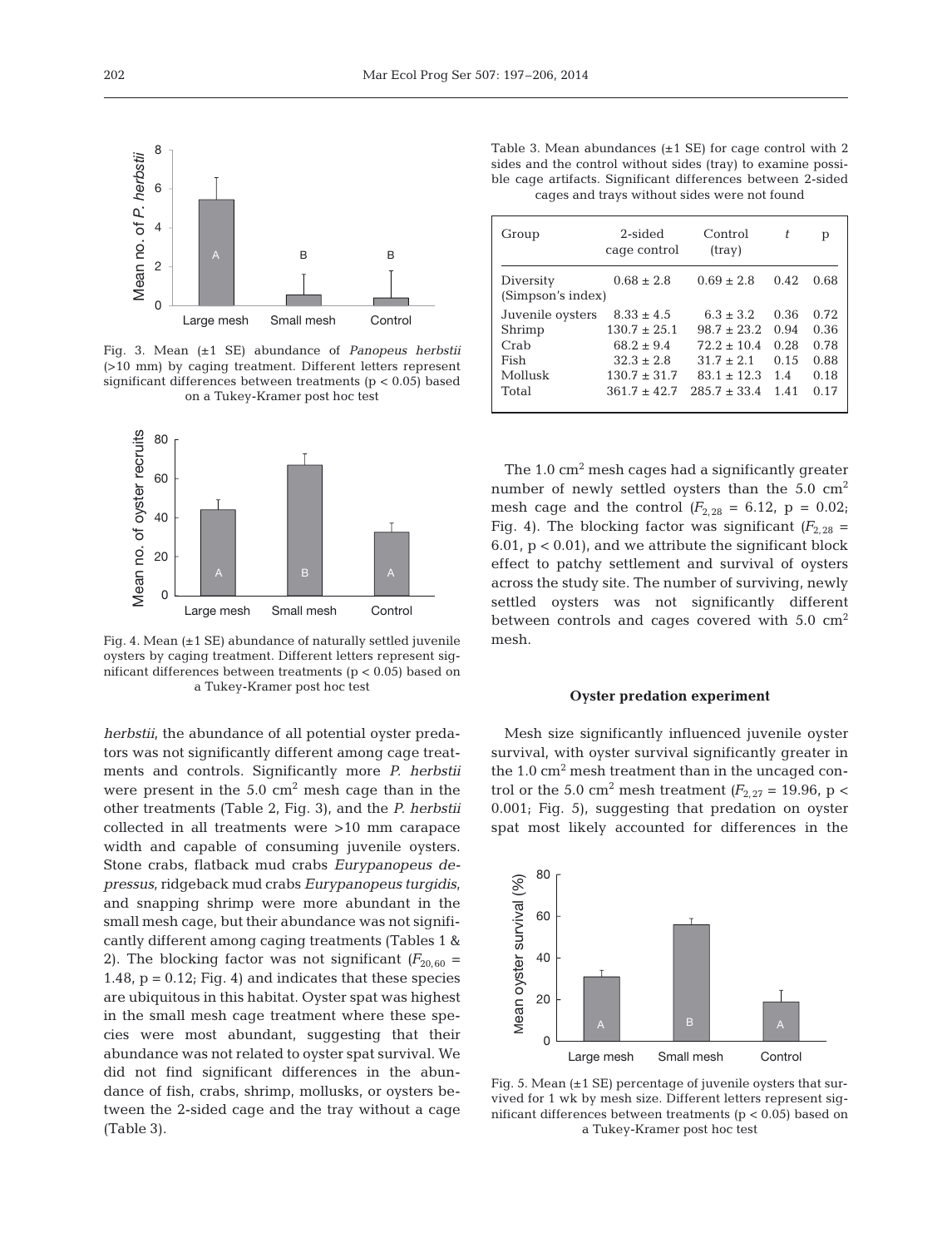Fig. 3. Mean (±1 SE) abundance of *Panopeus herbstii* (>10 mm) by caging treatment. Different letters represent significant differences between treatments ($p < 0.05$) based on a Tukey-Kramer post hoc test

Fig. 4. Mean (±1 SE) abundance of naturally settled juvenile oysters by caging treatment. Different letters represent significant differences between treatments ($p < 0.05$) based on a Tukey-Kramer post hoc test

*herbstii*, the abundance of all potential oyster predators was not significantly different among cage treatments and controls. Significantly more *P. herbstii* were present in the 5.0 $cm^2$ mesh cage than in the other treatments (Table 2, Fig. 3), and the *P. herbstii* collected in all treatments were >10 mm carapace width and capable of consuming juvenile oysters. Stone crabs, flatback mud crabs *Eurypanopeus depressus*, ridgeback mud crabs *Eurypanopeus turgidis*, and snapping shrimp were more abundant in the small mesh cage, but their abundance was not significantly different among caging treatments (Tables 1 & 2). The blocking factor was not significant ($F_{20,60}$ = 1.48, $p = 0.12$; Fig. 4) and indicates that these species are ubiquitous in this habitat. Oyster spat was highest in the small mesh cage treatment where these species were most abundant, suggesting that their abundance was not related to oyster spat survival. We did not find significant differences in the abundance of fish, crabs, shrimp, mollusks, or oysters between the 2-sided cage and the tray without a cage (Table 3).

Table 3. Mean abundances (±1 SE) for cage control with 2 sides and the control without sides (tray) to examine possible cage artifacts. Significant differences between 2-sided cages and trays without sides were not found

| Group | 2-sided cage control | Control (tray) | *t* | p |
|---|---|---|---|---|
| Diversity (Simpson's index) | 0.68 ± 2.8 | 0.69 ± 2.8 | 0.42 | 0.68 |
| Juvenile oysters | 8.33 ± 4.5 | 6.3 ± 3.2 | 0.36 | 0.72 |
| Shrimp | 130.7 ± 25.1 | 98.7 ± 23.2 | 0.94 | 0.36 |
| Crab | 68.2 ± 9.4 | 72.2 ± 10.4 | 0.28 | 0.78 |
| Fish | 32.3 ± 2.8 | 31.7 ± 2.1 | 0.15 | 0.88 |
| Mollusk | 130.7 ± 31.7 | 83.1 ± 12.3 | 1.4 | 0.18 |
| Total | 361.7 ± 42.7 | 285.7 ± 33.4 | 1.41 | 0.17 |

The 1.0 $cm^2$ mesh cages had a significantly greater number of newly settled oysters than the 5.0 $cm^2$ mesh cage and the control ($F_{2,28}$ = 6.12, p = 0.02; Fig. 4). The blocking factor was significant ($F_{2,28}$ = 6.01, $p < 0.01$), and we attribute the significant block effect to patchy settlement and survival of oysters across the study site. The number of surviving, newly settled oysters was not significantly different between controls and cages covered with 5.0 $cm^2$ mesh.

### Oyster predation experiment

Mesh size significantly influenced juvenile oyster survival, with oyster survival significantly greater in the 1.0 $cm^2$ mesh treatment than in the uncaged control or the 5.0 $cm^2$ mesh treatment ($F_{2,27}$ = 19.96, $p < 0.001$; Fig. 5), suggesting that predation on oyster spat most likely accounted for differences in the

Fig. 5. Mean (±1 SE) percentage of juvenile oysters that survived for 1 wk by mesh size. Different letters represent significant differences between treatments ($p < 0.05$) based on a Tukey-Kramer post hoc test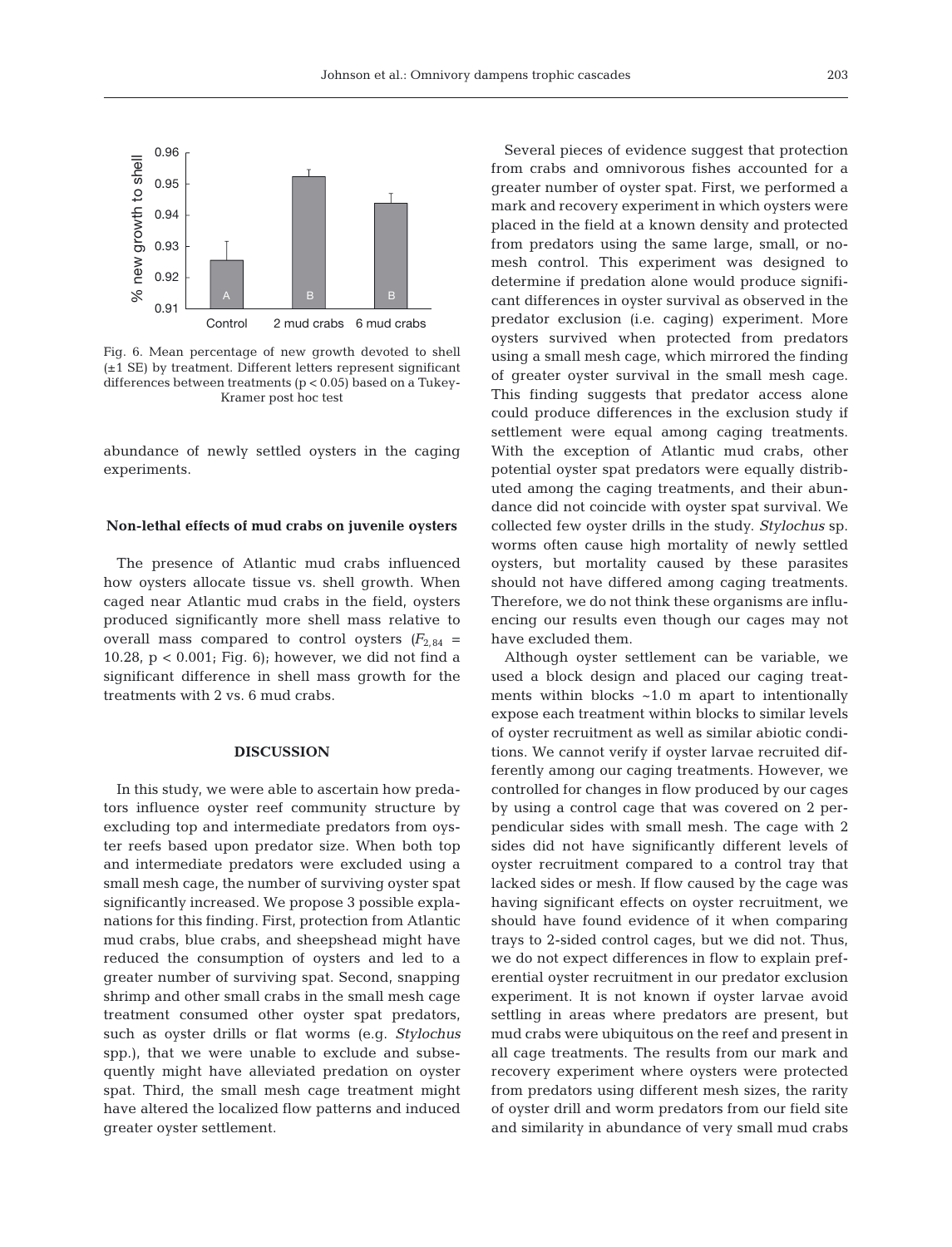Fig. 6. Mean percentage of new growth devoted to shell (±1 SE) by treatment. Different letters represent significant differences between treatments ($p < 0.05$) based on a Tukey-Kramer post hoc test

abundance of newly settled oysters in the caging experiments.

### Non-lethal effects of mud crabs on juvenile oysters

The presence of Atlantic mud crabs influenced how oysters allocate tissue vs. shell growth. When caged near Atlantic mud crabs in the field, oysters produced significantly more shell mass relative to overall mass compared to control oysters ($F_{2,84}$ = 10.28, $p < 0.001$; Fig. 6); however, we did not find a significant difference in shell mass growth for the treatments with 2 vs. 6 mud crabs.

## DISCUSSION

In this study, we were able to ascertain how predators influence oyster reef community structure by excluding top and intermediate predators from oyster reefs based upon predator size. When both top and intermediate predators were excluded using a small mesh cage, the number of surviving oyster spat significantly increased. We propose 3 possible explanations for this finding. First, protection from Atlantic mud crabs, blue crabs, and sheepshead might have reduced the consumption of oysters and led to a greater number of surviving spat. Second, snapping shrimp and other small crabs in the small mesh cage treatment consumed other oyster spat predators, such as oyster drills or flat worms (e.g. *Stylochus* spp.), that we were unable to exclude and subsequently might have alleviated predation on oyster spat. Third, the small mesh cage treatment might have altered the localized flow patterns and induced greater oyster settlement.

Several pieces of evidence suggest that protection from crabs and omnivorous fishes accounted for a greater number of oyster spat. First, we performed a mark and recovery experiment in which oysters were placed in the field at a known density and protected from predators using the same large, small, or no-mesh control. This experiment was designed to determine if predation alone would produce significant differences in oyster survival as observed in the predator exclusion (i.e. caging) experiment. More oysters survived when protected from predators using a small mesh cage, which mirrored the finding of greater oyster survival in the small mesh cage. This finding suggests that predator access alone could produce differences in the exclusion study if settlement were equal among caging treatments. With the exception of Atlantic mud crabs, other potential oyster spat predators were equally distributed among the caging treatments, and their abundance did not coincide with oyster spat survival. We collected few oyster drills in the study. *Stylochus* sp. worms often cause high mortality of newly settled oysters, but mortality caused by these parasites should not have differed among caging treatments. Therefore, we do not think these organisms are influencing our results even though our cages may not have excluded them.

Although oyster settlement can be variable, we used a block design and placed our caging treatments within blocks ~1.0 m apart to intentionally expose each treatment within blocks to similar levels of oyster recruitment as well as similar abiotic conditions. We cannot verify if oyster larvae recruited differently among our caging treatments. However, we controlled for changes in flow produced by our cages by using a control cage that was covered on 2 perpendicular sides with small mesh. The cage with 2 sides did not have significantly different levels of oyster recruitment compared to a control tray that lacked sides or mesh. If flow caused by the cage was having significant effects on oyster recruitment, we should have found evidence of it when comparing trays to 2-sided control cages, but we did not. Thus, we do not expect differences in flow to explain preferential oyster recruitment in our predator exclusion experiment. It is not known if oyster larvae avoid settling in areas where predators are present, but mud crabs were ubiquitous on the reef and present in all cage treatments. The results from our mark and recovery experiment where oysters were protected from predators using different mesh sizes, the rarity of oyster drill and worm predators from our field site and similarity in abundance of very small mud crabs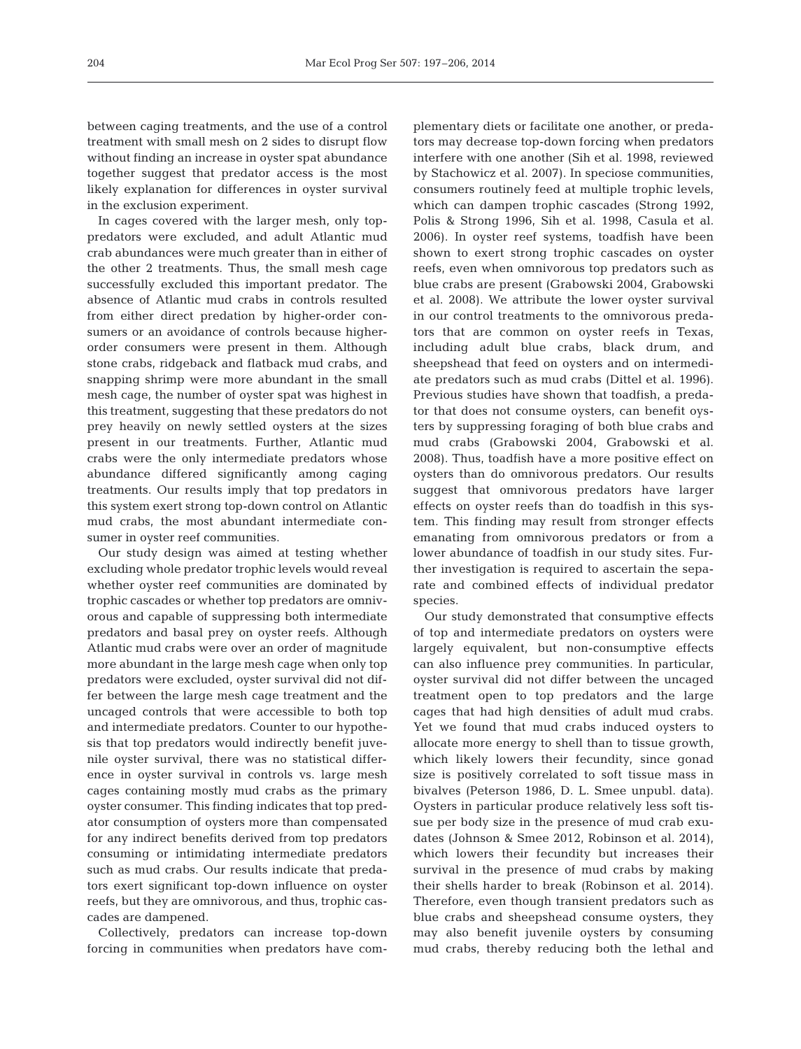between caging treatments, and the use of a control treatment with small mesh on 2 sides to disrupt flow without finding an increase in oyster spat abundance together suggest that predator access is the most likely explanation for differences in oyster survival in the exclusion experiment.

In cages covered with the larger mesh, only top-predators were excluded, and adult Atlantic mud crab abundances were much greater than in either of the other 2 treatments. Thus, the small mesh cage successfully excluded this important predator. The absence of Atlantic mud crabs in controls resulted from either direct predation by higher-order consumers or an avoidance of controls because higher-order consumers were present in them. Although stone crabs, ridgeback and flatback mud crabs, and snapping shrimp were more abundant in the small mesh cage, the number of oyster spat was highest in this treatment, suggesting that these predators do not prey heavily on newly settled oysters at the sizes present in our treatments. Further, Atlantic mud crabs were the only intermediate predators whose abundance differed significantly among caging treatments. Our results imply that top predators in this system exert strong top-down control on Atlantic mud crabs, the most abundant intermediate consumer in oyster reef communities.

Our study design was aimed at testing whether excluding whole predator trophic levels would reveal whether oyster reef communities are dominated by trophic cascades or whether top predators are omnivorous and capable of suppressing both intermediate predators and basal prey on oyster reefs. Although Atlantic mud crabs were over an order of magnitude more abundant in the large mesh cage when only top predators were excluded, oyster survival did not differ between the large mesh cage treatment and the uncaged controls that were accessible to both top and intermediate predators. Counter to our hypothesis that top predators would indirectly benefit juvenile oyster survival, there was no statistical difference in oyster survival in controls vs. large mesh cages containing mostly mud crabs as the primary oyster consumer. This finding indicates that top predator consumption of oysters more than compensated for any indirect benefits derived from top predators consuming or intimidating intermediate predators such as mud crabs. Our results indicate that predators exert significant top-down influence on oyster reefs, but they are omnivorous, and thus, trophic cascades are dampened.

Collectively, predators can increase top-down forcing in communities when predators have complementary diets or facilitate one another, or predators may decrease top-down forcing when predators interfere with one another (Sih et al. 1998, reviewed by Stachowicz et al. 2007). In speciose communities, consumers routinely feed at multiple trophic levels, which can dampen trophic cascades (Strong 1992, Polis & Strong 1996, Sih et al. 1998, Casula et al. 2006). In oyster reef systems, toadfish have been shown to exert strong trophic cascades on oyster reefs, even when omnivorous top predators such as blue crabs are present (Grabowski 2004, Grabowski et al. 2008). We attribute the lower oyster survival in our control treatments to the omnivorous predators that are common on oyster reefs in Texas, including adult blue crabs, black drum, and sheepshead that feed on oysters and on intermediate predators such as mud crabs (Dittel et al. 1996). Previous studies have shown that toadfish, a predator that does not consume oysters, can benefit oysters by suppressing foraging of both blue crabs and mud crabs (Grabowski 2004, Grabowski et al. 2008). Thus, toadfish have a more positive effect on oysters than do omnivorous predators. Our results suggest that omnivorous predators have larger effects on oyster reefs than do toadfish in this system. This finding may result from stronger effects emanating from omnivorous predators or from a lower abundance of toadfish in our study sites. Further investigation is required to ascertain the separate and combined effects of individual predator species.

Our study demonstrated that consumptive effects of top and intermediate predators on oysters were largely equivalent, but non-consumptive effects can also influence prey communities. In particular, oyster survival did not differ between the uncaged treatment open to top predators and the large cages that had high densities of adult mud crabs. Yet we found that mud crabs induced oysters to allocate more energy to shell than to tissue growth, which likely lowers their fecundity, since gonad size is positively correlated to soft tissue mass in bivalves (Peterson 1986, D. L. Smee unpubl. data). Oysters in particular produce relatively less soft tissue per body size in the presence of mud crab exudates (Johnson & Smee 2012, Robinson et al. 2014), which lowers their fecundity but increases their survival in the presence of mud crabs by making their shells harder to break (Robinson et al. 2014). Therefore, even though transient predators such as blue crabs and sheepshead consume oysters, they may also benefit juvenile oysters by consuming mud crabs, thereby reducing both the lethal and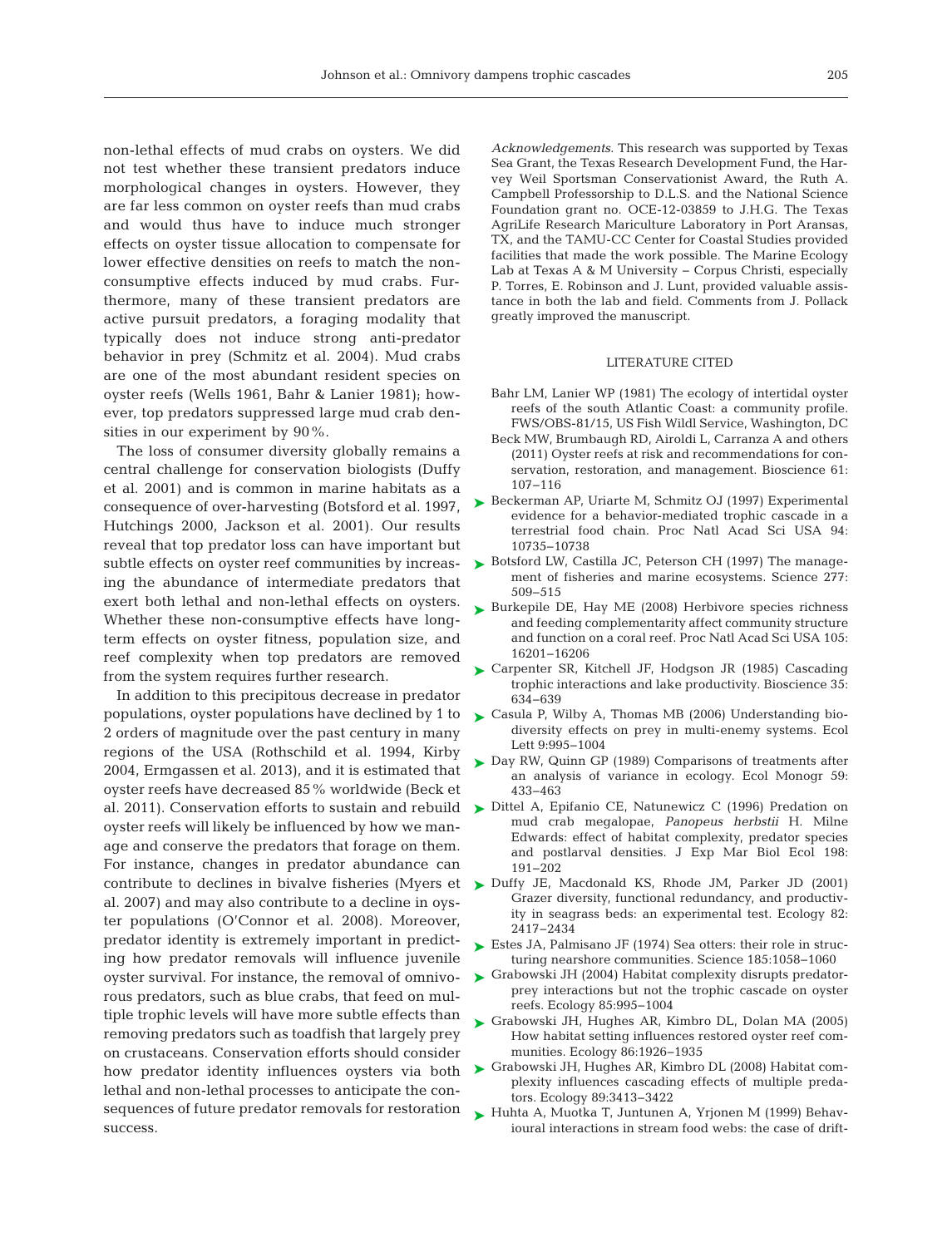non-lethal effects of mud crabs on oysters. We did not test whether these transient predators induce morphological changes in oysters. However, they are far less common on oyster reefs than mud crabs and would thus have to induce much stronger effects on oyster tissue allocation to compensate for lower effective densities on reefs to match the non-consumptive effects induced by mud crabs. Furthermore, many of these transient predators are active pursuit predators, a foraging modality that typically does not induce strong anti-predator behavior in prey (Schmitz et al. 2004). Mud crabs are one of the most abundant resident species on oyster reefs (Wells 1961, Bahr & Lanier 1981); however, top predators suppressed large mud crab densities in our experiment by 90%.

The loss of consumer diversity globally remains a central challenge for conservation biologists (Duffy et al. 2001) and is common in marine habitats as a consequence of over-harvesting (Botsford et al. 1997, Hutchings 2000, Jackson et al. 2001). Our results reveal that top predator loss can have important but subtle effects on oyster reef communities by increasing the abundance of intermediate predators that exert both lethal and non-lethal effects on oysters. Whether these non-consumptive effects have long-term effects on oyster fitness, population size, and reef complexity when top predators are removed from the system requires further research.

In addition to this precipitous decrease in predator populations, oyster populations have declined by 1 to 2 orders of magnitude over the past century in many regions of the USA (Rothschild et al. 1994, Kirby 2004, Ermgassen et al. 2013), and it is estimated that oyster reefs have decreased 85% worldwide (Beck et al. 2011). Conservation efforts to sustain and rebuild oyster reefs will likely be influenced by how we manage and conserve the predators that forage on them. For instance, changes in predator abundance can contribute to declines in bivalve fisheries (Myers et al. 2007) and may also contribute to a decline in oyster populations (O'Connor et al. 2008). Moreover, predator identity is extremely important in predicting how predator removals will influence juvenile oyster survival. For instance, the removal of omnivorous predators, such as blue crabs, that feed on multiple trophic levels will have more subtle effects than removing predators such as toadfish that largely prey on crustaceans. Conservation efforts should consider how predator identity influences oysters via both lethal and non-lethal processes to anticipate the consequences of future predator removals for restoration success.

*Acknowledgements.* This research was supported by Texas Sea Grant, the Texas Research Development Fund, the Harvey Weil Sportsman Conservationist Award, the Ruth A. Campbell Professorship to D.L.S. and the National Science Foundation grant no. OCE-12-03859 to J.H.G. The Texas AgriLife Research Mariculture Laboratory in Port Aransas, TX, and the TAMU-CC Center for Coastal Studies provided facilities that made the work possible. The Marine Ecology Lab at Texas A & M University – Corpus Christi, especially P. Torres, E. Robinson and J. Lunt, provided valuable assistance in both the lab and field. Comments from J. Pollack greatly improved the manuscript.

## LITERATURE CITED

- Bahr LM, Lanier WP (1981) The ecology of intertidal oyster reefs of the south Atlantic Coast: a community profile. FWS/OBS-81/15, US Fish Wildl Service, Washington, DC
- Beck MW, Brumbaugh RD, Airoldi L, Carranza A and others (2011) Oyster reefs at risk and recommendations for conservation, restoration, and management. Bioscience 61: 107–116
- Beckerman AP, Uriarte M, Schmitz OJ (1997) Experimental evidence for a behavior-mediated trophic cascade in a terrestrial food chain. Proc Natl Acad Sci USA 94: 10735–10738
- Botsford LW, Castilla JC, Peterson CH (1997) The management of fisheries and marine ecosystems. Science 277: 509–515
- Burkepile DE, Hay ME (2008) Herbivore species richness and feeding complementarity affect community structure and function on a coral reef. Proc Natl Acad Sci USA 105: 16201–16206
- Carpenter SR, Kitchell JF, Hodgson JR (1985) Cascading trophic interactions and lake productivity. Bioscience 35: 634–639
- Casula P, Wilby A, Thomas MB (2006) Understanding biodiversity effects on prey in multi-enemy systems. Ecol Lett 9:995–1004
- Day RW, Quinn GP (1989) Comparisons of treatments after an analysis of variance in ecology. Ecol Monogr 59: 433–463
- Dittel A, Epifanio CE, Natunewicz C (1996) Predation on mud crab megalopae, *Panopeus herbstii* H. Milne Edwards: effect of habitat complexity, predator species and postlarval densities. J Exp Mar Biol Ecol 198: 191–202
- Duffy JE, Macdonald KS, Rhode JM, Parker JD (2001) Grazer diversity, functional redundancy, and productivity in seagrass beds: an experimental test. Ecology 82: 2417–2434
- Estes JA, Palmisano JF (1974) Sea otters: their role in structuring nearshore communities. Science 185:1058–1060
- Grabowski JH (2004) Habitat complexity disrupts predator-prey interactions but not the trophic cascade on oyster reefs. Ecology 85:995–1004
- Grabowski JH, Hughes AR, Kimbro DL, Dolan MA (2005) How habitat setting influences restored oyster reef communities. Ecology 86:1926–1935
- Grabowski JH, Hughes AR, Kimbro DL (2008) Habitat complexity influences cascading effects of multiple predators. Ecology 89:3413–3422
- Huhta A, Muotka T, Juntunen A, Yrjonen M (1999) Behavioural interactions in stream food webs: the case of drift-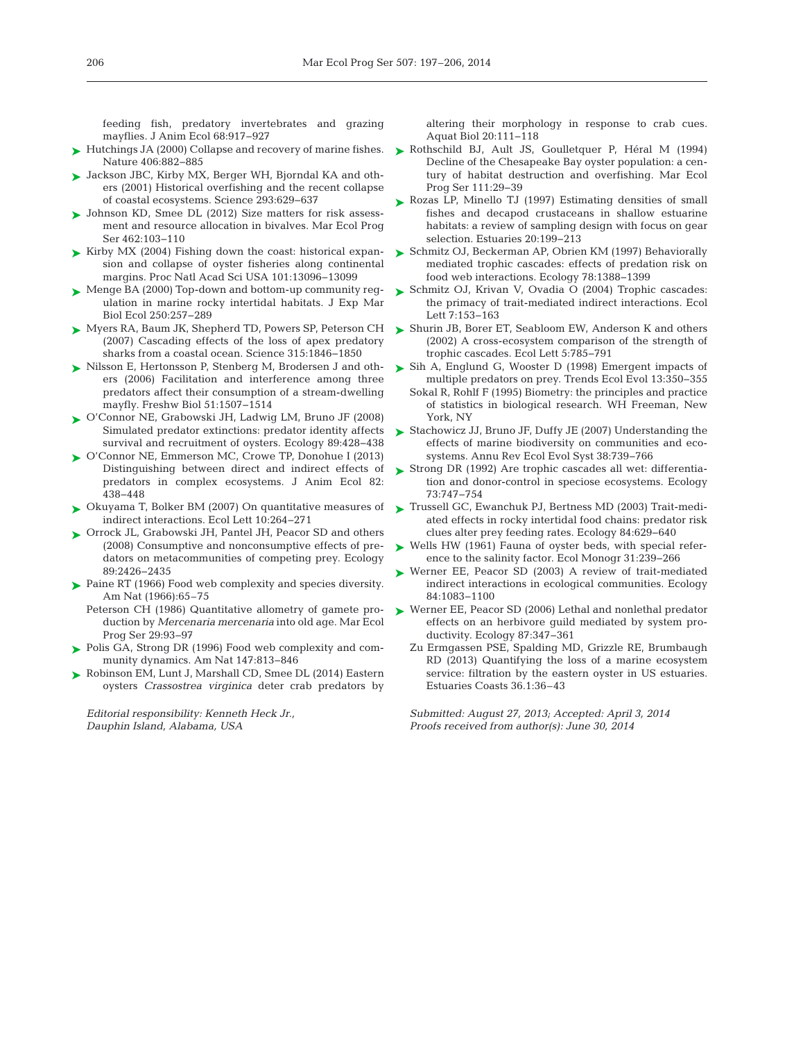feeding fish, predatory invertebrates and grazing mayflies. J Anim Ecol 68:917–927

Hutchings JA (2000) Collapse and recovery of marine fishes. Nature 406:882–885

Jackson JBC, Kirby MX, Berger WH, Bjorndal KA and others (2001) Historical overfishing and the recent collapse of coastal ecosystems. Science 293:629–637

Johnson KD, Smee DL (2012) Size matters for risk assessment and resource allocation in bivalves. Mar Ecol Prog Ser 462:103–110

Kirby MX (2004) Fishing down the coast: historical expansion and collapse of oyster fisheries along continental margins. Proc Natl Acad Sci USA 101:13096–13099

Menge BA (2000) Top-down and bottom-up community regulation in marine rocky intertidal habitats. J Exp Mar Biol Ecol 250:257–289

Myers RA, Baum JK, Shepherd TD, Powers SP, Peterson CH (2007) Cascading effects of the loss of apex predatory sharks from a coastal ocean. Science 315:1846–1850

Nilsson E, Hertonsson P, Stenberg M, Brodersen J and others (2006) Facilitation and interference among three predators affect their consumption of a stream-dwelling mayfly. Freshw Biol 51:1507–1514

O'Connor NE, Grabowski JH, Ladwig LM, Bruno JF (2008) Simulated predator extinctions: predator identity affects survival and recruitment of oysters. Ecology 89:428–438

O'Connor NE, Emmerson MC, Crowe TP, Donohue I (2013) Distinguishing between direct and indirect effects of predators in complex ecosystems. J Anim Ecol 82:438–448

Okuyama T, Bolker BM (2007) On quantitative measures of indirect interactions. Ecol Lett 10:264–271

Orrock JL, Grabowski JH, Pantel JH, Peacor SD and others (2008) Consumptive and nonconsumptive effects of predators on metacommunities of competing prey. Ecology 89:2426–2435

Paine RT (1966) Food web complexity and species diversity. Am Nat (1966):65–75

Peterson CH (1986) Quantitative allometry of gamete production by *Mercenaria mercenaria* into old age. Mar Ecol Prog Ser 29:93–97

Polis GA, Strong DR (1996) Food web complexity and community dynamics. Am Nat 147:813–846

Robinson EM, Lunt J, Marshall CD, Smee DL (2014) Eastern oysters *Crassostrea virginica* deter crab predators by altering their morphology in response to crab cues. Aquat Biol 20:111–118

Rothschild BJ, Ault JS, Goulletquer P, Héral M (1994) Decline of the Chesapeake Bay oyster population: a century of habitat destruction and overfishing. Mar Ecol Prog Ser 111:29–39

Rozas LP, Minello TJ (1997) Estimating densities of small fishes and decapod crustaceans in shallow estuarine habitats: a review of sampling design with focus on gear selection. Estuaries 20:199–213

Schmitz OJ, Beckerman AP, Obrien KM (1997) Behaviorally mediated trophic cascades: effects of predation risk on food web interactions. Ecology 78:1388–1399

Schmitz OJ, Krivan V, Ovadia O (2004) Trophic cascades: the primacy of trait-mediated indirect interactions. Ecol Lett 7:153–163

Shurin JB, Borer ET, Seabloom EW, Anderson K and others (2002) A cross-ecosystem comparison of the strength of trophic cascades. Ecol Lett 5:785–791

Sih A, Englund G, Wooster D (1998) Emergent impacts of multiple predators on prey. Trends Ecol Evol 13:350–355

Sokal R, Rohlf F (1995) Biometry: the principles and practice of statistics in biological research. WH Freeman, New York, NY

Stachowicz JJ, Bruno JF, Duffy JE (2007) Understanding the effects of marine biodiversity on communities and ecosystems. Annu Rev Ecol Evol Syst 38:739–766

Strong DR (1992) Are trophic cascades all wet: differentiation and donor-control in speciose ecosystems. Ecology 73:747–754

Trussell GC, Ewanchuk PJ, Bertness MD (2003) Trait-mediated effects in rocky intertidal food chains: predator risk clues alter prey feeding rates. Ecology 84:629–640

Wells HW (1961) Fauna of oyster beds, with special reference to the salinity factor. Ecol Monogr 31:239–266

Werner EE, Peacor SD (2003) A review of trait-mediated indirect interactions in ecological communities. Ecology 84:1083–1100

Werner EE, Peacor SD (2006) Lethal and nonlethal predator effects on an herbivore guild mediated by system productivity. Ecology 87:347–361

Zu Ermgassen PSE, Spalding MD, Grizzle RE, Brumbaugh RD (2013) Quantifying the loss of a marine ecosystem service: filtration by the eastern oyster in US estuaries. Estuaries Coasts 36.1:36–43

*Editorial responsibility: Kenneth Heck Jr., Dauphin Island, Alabama, USA*

*Submitted: August 27, 2013; Accepted: April 3, 2014*
*Proofs received from author(s): June 30, 2014*